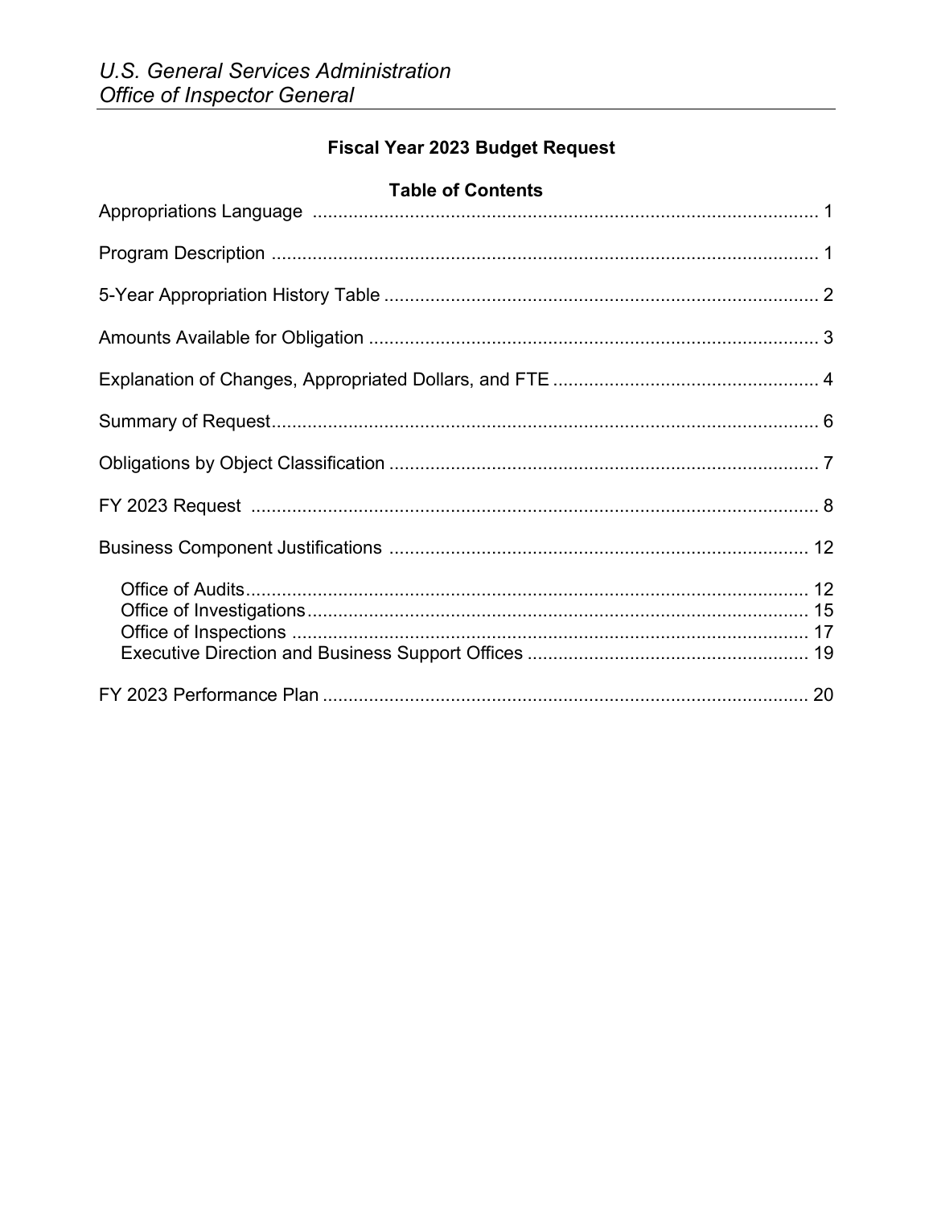*U.S. General Services Administration*
*Office of Inspector General*

## Fiscal Year 2023 Budget Request

### Table of Contents

Appropriations Language ..................................................................................................... 1

Program Description ............................................................................................................ 1

5-Year Appropriation History Table ..................................................................................... 2

Amounts Available for Obligation ........................................................................................ 3

Explanation of Changes, Appropriated Dollars, and FTE .................................................... 4

Summary of Request............................................................................................................ 6

Obligations by Object Classification .................................................................................... 7

FY 2023 Request ................................................................................................................ 8

Business Component Justifications .................................................................................. 12

- Office of Audits............................................................................................................. 12
- Office of Investigations................................................................................................. 15
- Office of Inspections .................................................................................................... 17
- Executive Direction and Business Support Offices ...................................................... 19

FY 2023 Performance Plan ............................................................................................... 20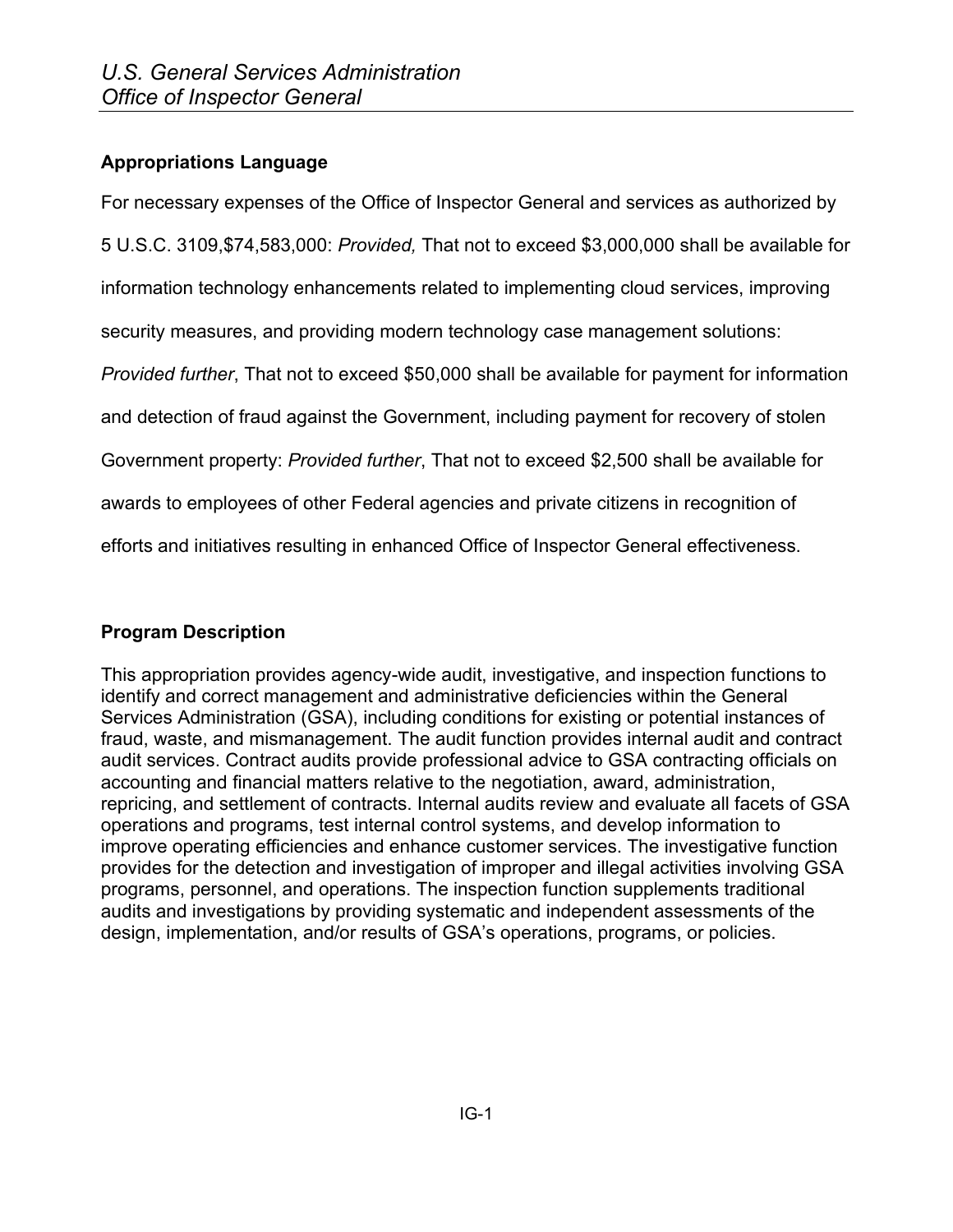## Appropriations Language

For necessary expenses of the Office of Inspector General and services as authorized by 5 U.S.C. 3109,$74,583,000: *Provided,* That not to exceed $3,000,000 shall be available for information technology enhancements related to implementing cloud services, improving security measures, and providing modern technology case management solutions: *Provided further*, That not to exceed $50,000 shall be available for payment for information and detection of fraud against the Government, including payment for recovery of stolen Government property: *Provided further*, That not to exceed $2,500 shall be available for awards to employees of other Federal agencies and private citizens in recognition of efforts and initiatives resulting in enhanced Office of Inspector General effectiveness.

## Program Description

This appropriation provides agency-wide audit, investigative, and inspection functions to identify and correct management and administrative deficiencies within the General Services Administration (GSA), including conditions for existing or potential instances of fraud, waste, and mismanagement. The audit function provides internal audit and contract audit services. Contract audits provide professional advice to GSA contracting officials on accounting and financial matters relative to the negotiation, award, administration, repricing, and settlement of contracts. Internal audits review and evaluate all facets of GSA operations and programs, test internal control systems, and develop information to improve operating efficiencies and enhance customer services. The investigative function provides for the detection and investigation of improper and illegal activities involving GSA programs, personnel, and operations. The inspection function supplements traditional audits and investigations by providing systematic and independent assessments of the design, implementation, and/or results of GSA's operations, programs, or policies.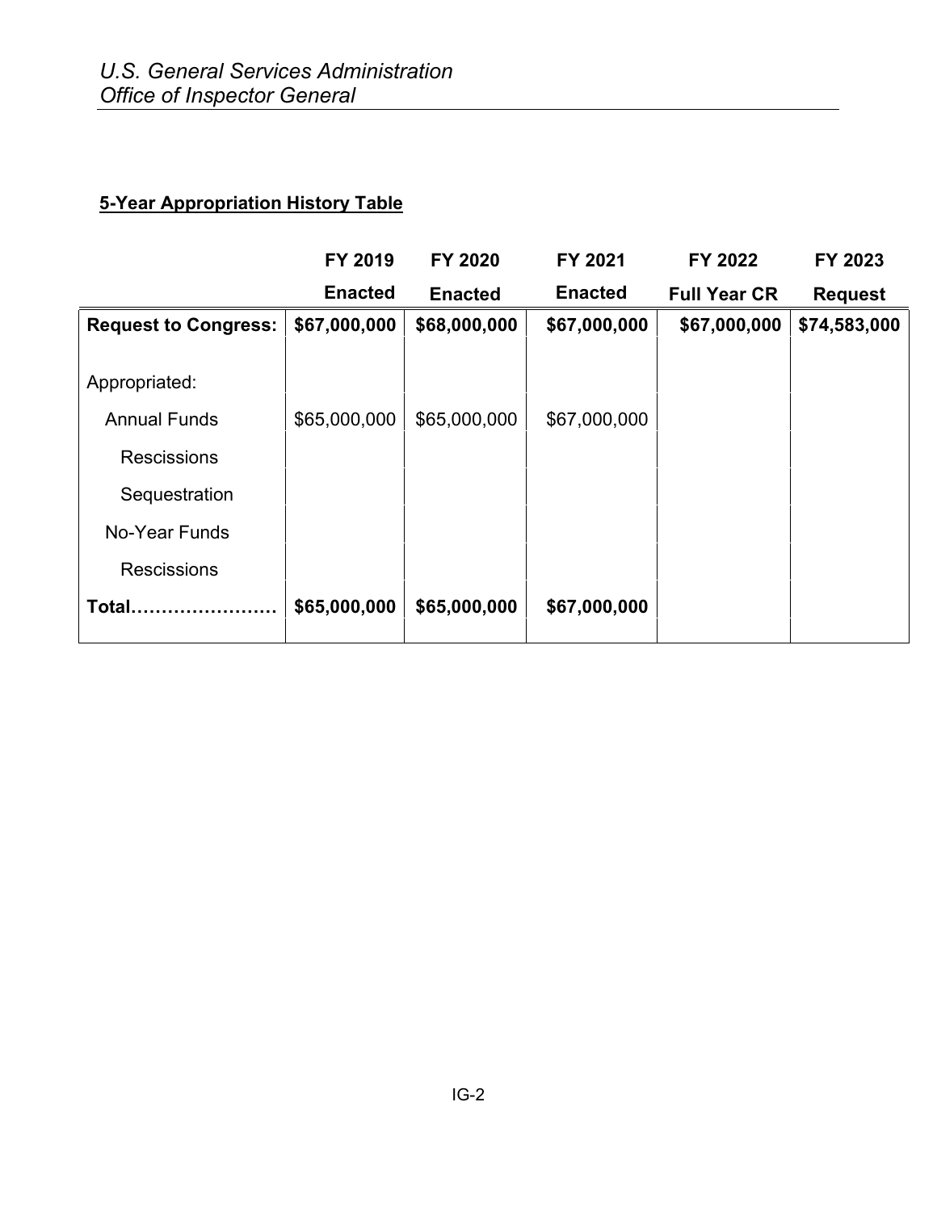## 5-Year Appropriation History Table

| | FY 2019 Enacted | FY 2020 Enacted | FY 2021 Enacted | FY 2022 Full Year CR | FY 2023 Request |
|---|---|---|---|---|---|
| **Request to Congress:** | **$67,000,000** | **$68,000,000** | **$67,000,000** | **$67,000,000** | **$74,583,000** |
| Appropriated: | | | | | |
| Annual Funds | $65,000,000 | $65,000,000 | $67,000,000 | | |
| Rescissions | | | | | |
| Sequestration | | | | | |
| No-Year Funds | | | | | |
| Rescissions | | | | | |
| **Total……………………** | **$65,000,000** | **$65,000,000** | **$67,000,000** | | |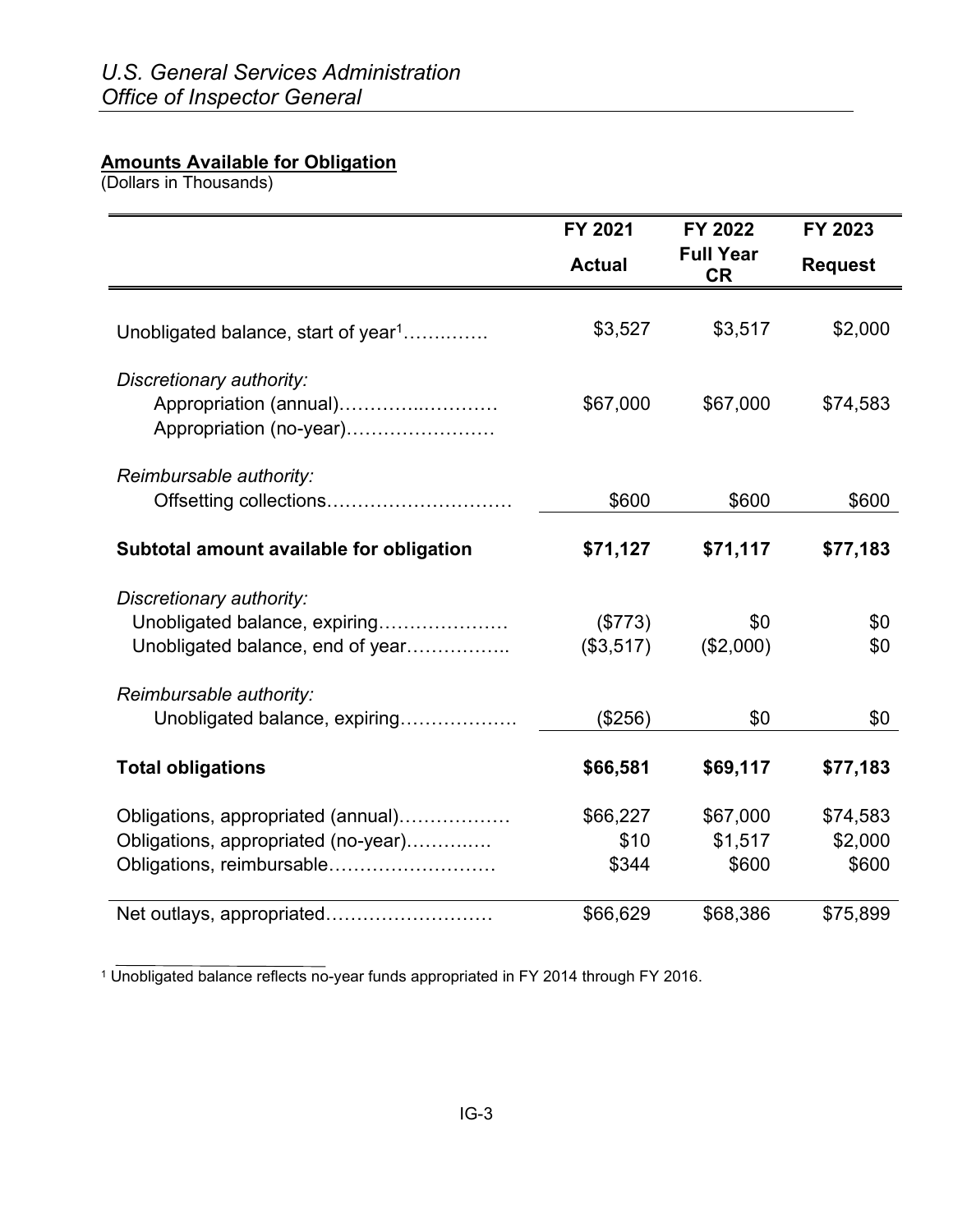**Amounts Available for Obligation**
(Dollars in Thousands)

| | FY 2021 Actual | FY 2022 Full Year CR | FY 2023 Request |
|---|---|---|---|
| Unobligated balance, start of year[1]………..…… | $3,527 | $3,517 | $2,000 |
| *Discretionary authority:* | | | |
| Appropriation (annual)………….………… | $67,000 | $67,000 | $74,583 |
| Appropriation (no-year)…………………… | | | |
| *Reimbursable authority:* | | | |
| Offsetting collections………………………… | $600 | $600 | $600 |
| **Subtotal amount available for obligation** | **$71,127** | **$71,117** | **$77,183** |
| *Discretionary authority:* | | | |
| Unobligated balance, expiring………………… | ($773) | $0 | $0 |
| Unobligated balance, end of year……………. | ($3,517) | ($2,000) | $0 |
| *Reimbursable authority:* | | | |
| Unobligated balance, expiring……………… | ($256) | $0 | $0 |
| **Total obligations** | **$66,581** | **$69,117** | **$77,183** |
| Obligations, appropriated (annual)……………… | $66,227 | $67,000 | $74,583 |
| Obligations, appropriated (no-year)………..… | $10 | $1,517 | $2,000 |
| Obligations, reimbursable……………………… | $344 | $600 | $600 |
| Net outlays, appropriated……………………… | $66,629 | $68,386 | $75,899 |

[1] Unobligated balance reflects no-year funds appropriated in FY 2014 through FY 2016.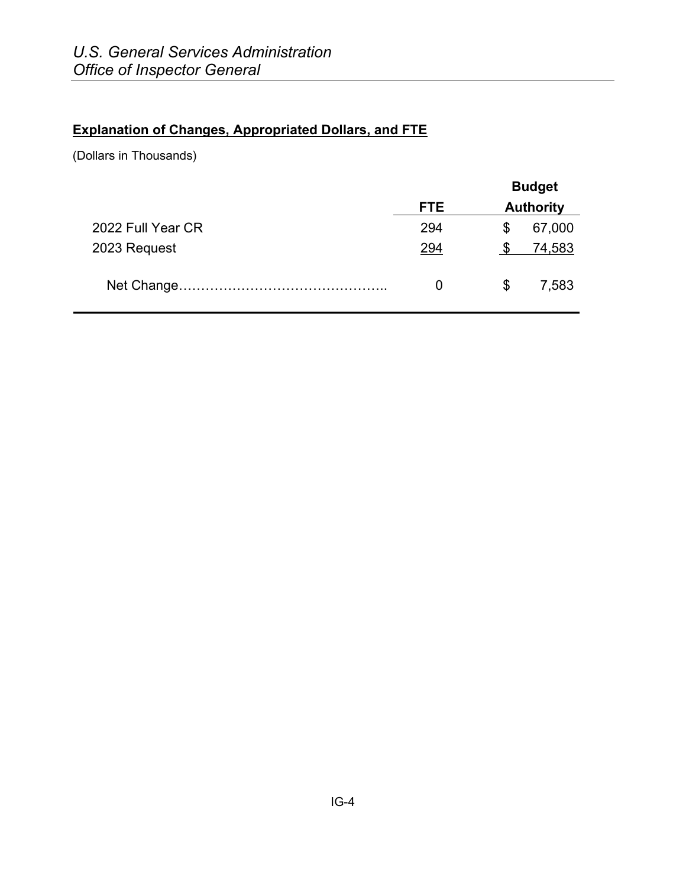**Explanation of Changes, Appropriated Dollars, and FTE**

(Dollars in Thousands)

| | FTE | Budget Authority |
|---|---|---|
| 2022 Full Year CR | 294 | $ 67,000 |
| 2023 Request | 294 | $ 74,583 |
| Net Change………………………………………. | 0 | $ 7,583 |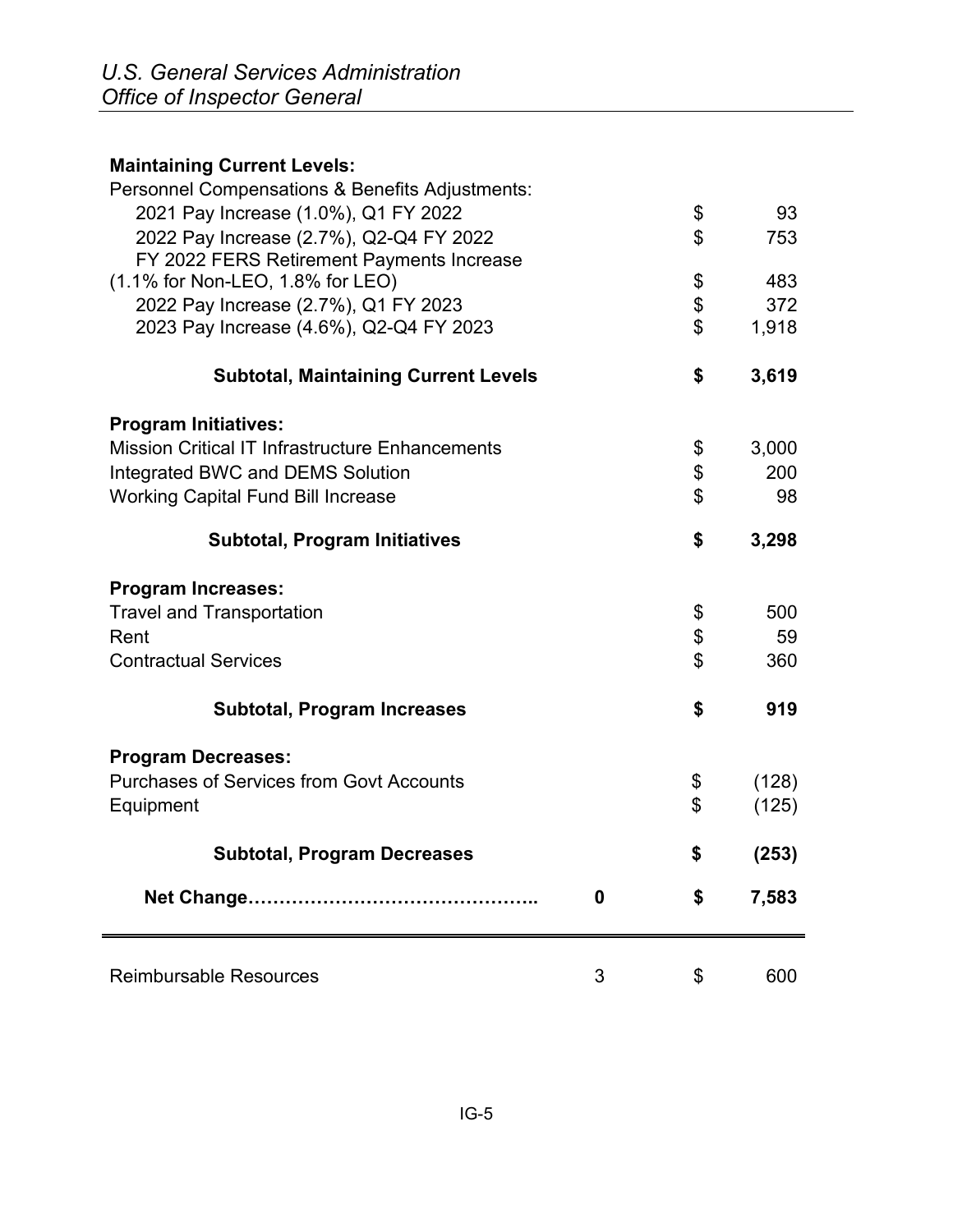| | | | |
|---|---|---|---|
| **Maintaining Current Levels:** | | | |
| Personnel Compensations & Benefits Adjustments: | | | |
| 2021 Pay Increase (1.0%), Q1 FY 2022 | | $ | 93 |
| 2022 Pay Increase (2.7%), Q2-Q4 FY 2022 | | $ | 753 |
| FY 2022 FERS Retirement Payments Increase (1.1% for Non-LEO, 1.8% for LEO) | | $ | 483 |
| 2022 Pay Increase (2.7%), Q1 FY 2023 | | $ | 372 |
| 2023 Pay Increase (4.6%), Q2-Q4 FY 2023 | | $ | 1,918 |
| **Subtotal, Maintaining Current Levels** | | **$** | **3,619** |
| **Program Initiatives:** | | | |
| Mission Critical IT Infrastructure Enhancements | | $ | 3,000 |
| Integrated BWC and DEMS Solution | | $ | 200 |
| Working Capital Fund Bill Increase | | $ | 98 |
| **Subtotal, Program Initiatives** | | **$** | **3,298** |
| **Program Increases:** | | | |
| Travel and Transportation | | $ | 500 |
| Rent | | $ | 59 |
| Contractual Services | | $ | 360 |
| **Subtotal, Program Increases** | | **$** | **919** |
| **Program Decreases:** | | | |
| Purchases of Services from Govt Accounts | | $ | (128) |
| Equipment | | $ | (125) |
| **Subtotal, Program Decreases** | | **$** | **(253)** |
| **Net Change……………………………………..** | **0** | **$** | **7,583** |
| Reimbursable Resources | 3 | $ | 600 |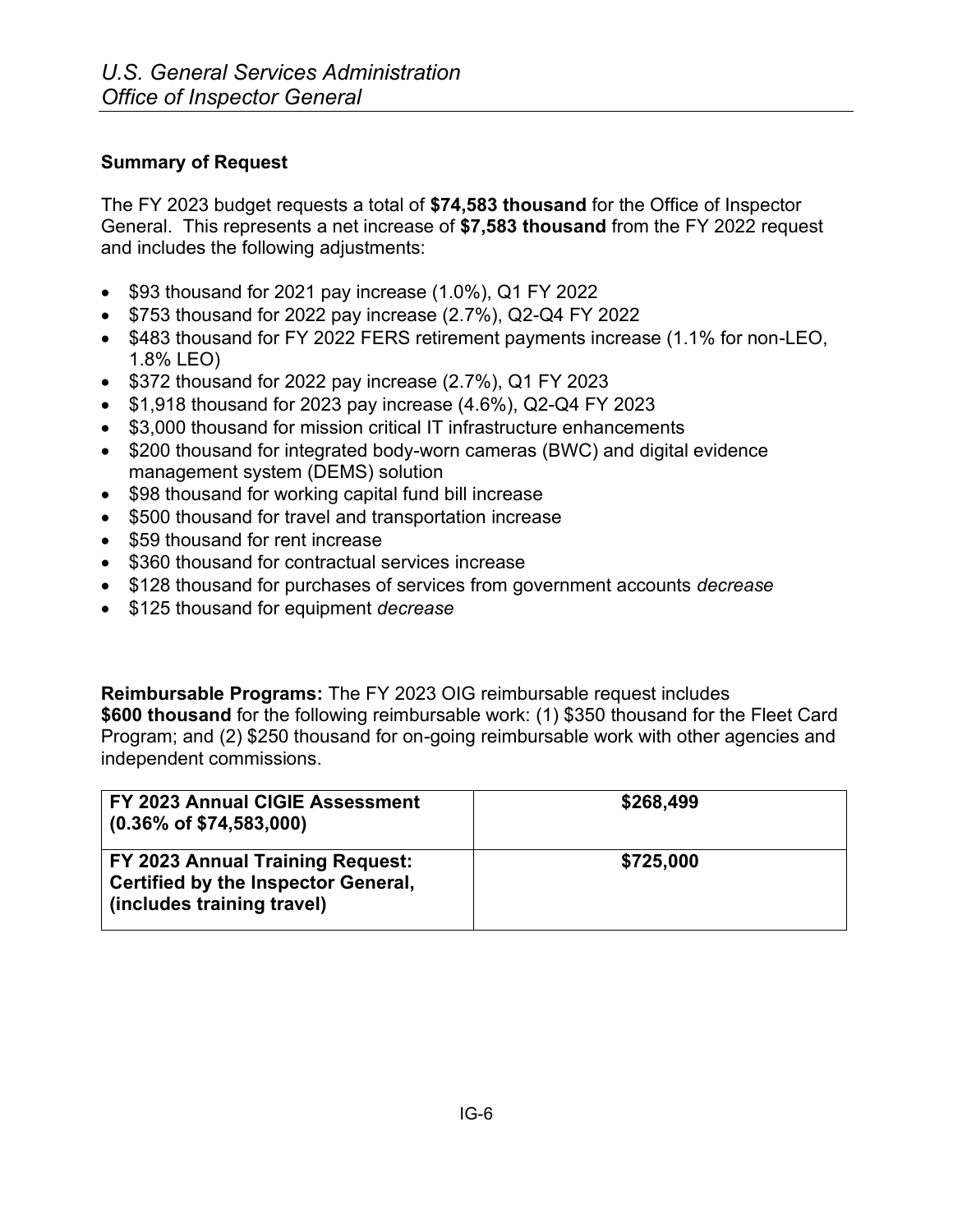**Summary of Request**

The FY 2023 budget requests a total of **$74,583 thousand** for the Office of Inspector General. This represents a net increase of **$7,583 thousand** from the FY 2022 request and includes the following adjustments:

- $93 thousand for 2021 pay increase (1.0%), Q1 FY 2022
- $753 thousand for 2022 pay increase (2.7%), Q2-Q4 FY 2022
- $483 thousand for FY 2022 FERS retirement payments increase (1.1% for non-LEO, 1.8% LEO)
- $372 thousand for 2022 pay increase (2.7%), Q1 FY 2023
- $1,918 thousand for 2023 pay increase (4.6%), Q2-Q4 FY 2023
- $3,000 thousand for mission critical IT infrastructure enhancements
- $200 thousand for integrated body-worn cameras (BWC) and digital evidence management system (DEMS) solution
- $98 thousand for working capital fund bill increase
- $500 thousand for travel and transportation increase
- $59 thousand for rent increase
- $360 thousand for contractual services increase
- $128 thousand for purchases of services from government accounts *decrease*
- $125 thousand for equipment *decrease*

**Reimbursable Programs:** The FY 2023 OIG reimbursable request includes **$600 thousand** for the following reimbursable work: (1) $350 thousand for the Fleet Card Program; and (2) $250 thousand for on-going reimbursable work with other agencies and independent commissions.

| | |
|---|---|
| **FY 2023 Annual CIGIE Assessment (0.36% of $74,583,000)** | **$268,499** |
| **FY 2023 Annual Training Request: Certified by the Inspector General, (includes training travel)** | **$725,000** |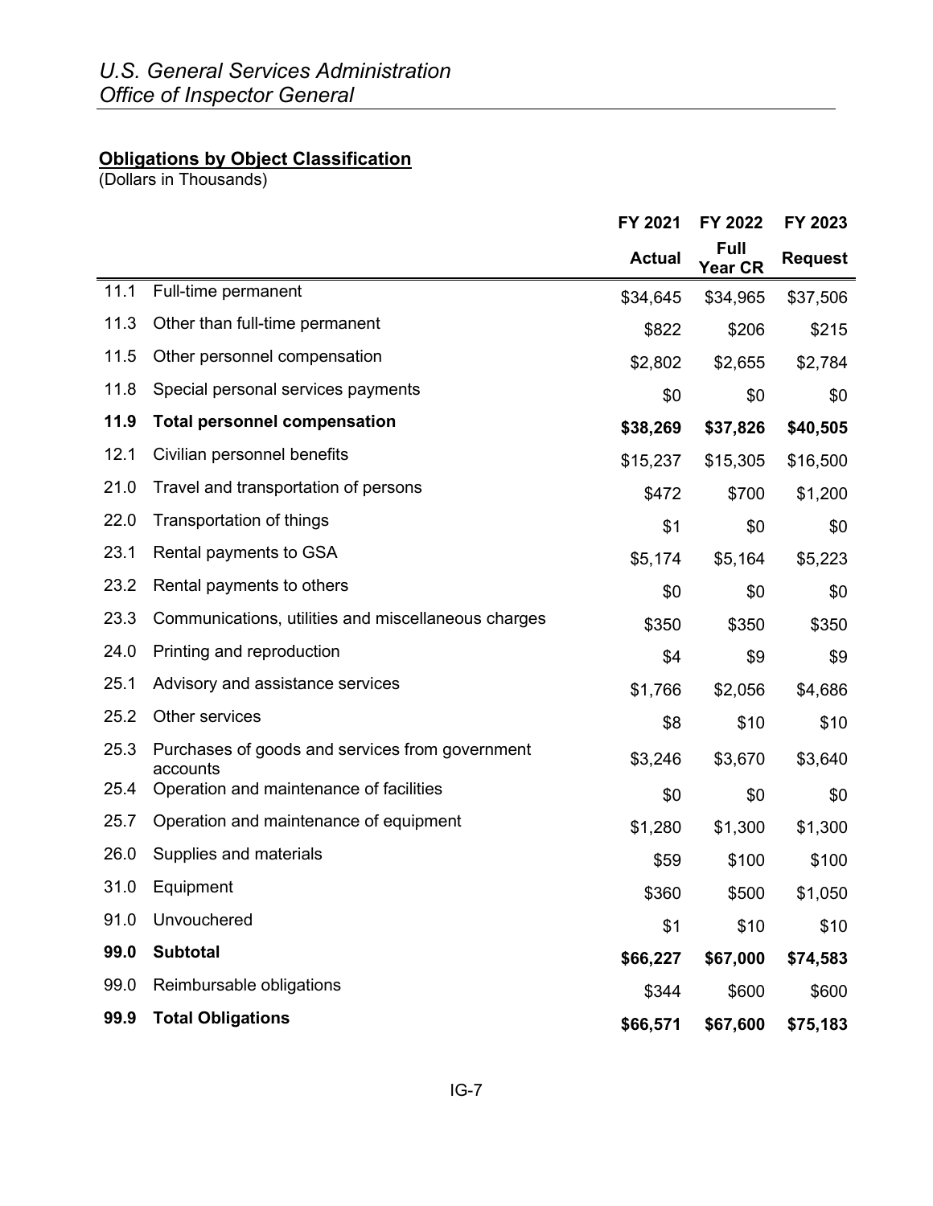**Obligations by Object Classification**
(Dollars in Thousands)

| | | FY 2021 Actual | FY 2022 Full Year CR | FY 2023 Request |
|---|---|---|---|---|
| 11.1 | Full-time permanent | $34,645 | $34,965 | $37,506 |
| 11.3 | Other than full-time permanent | $822 | $206 | $215 |
| 11.5 | Other personnel compensation | $2,802 | $2,655 | $2,784 |
| 11.8 | Special personal services payments | $0 | $0 | $0 |
| **11.9** | **Total personnel compensation** | **$38,269** | **$37,826** | **$40,505** |
| 12.1 | Civilian personnel benefits | $15,237 | $15,305 | $16,500 |
| 21.0 | Travel and transportation of persons | $472 | $700 | $1,200 |
| 22.0 | Transportation of things | $1 | $0 | $0 |
| 23.1 | Rental payments to GSA | $5,174 | $5,164 | $5,223 |
| 23.2 | Rental payments to others | $0 | $0 | $0 |
| 23.3 | Communications, utilities and miscellaneous charges | $350 | $350 | $350 |
| 24.0 | Printing and reproduction | $4 | $9 | $9 |
| 25.1 | Advisory and assistance services | $1,766 | $2,056 | $4,686 |
| 25.2 | Other services | $8 | $10 | $10 |
| 25.3 | Purchases of goods and services from government accounts | $3,246 | $3,670 | $3,640 |
| 25.4 | Operation and maintenance of facilities | $0 | $0 | $0 |
| 25.7 | Operation and maintenance of equipment | $1,280 | $1,300 | $1,300 |
| 26.0 | Supplies and materials | $59 | $100 | $100 |
| 31.0 | Equipment | $360 | $500 | $1,050 |
| 91.0 | Unvouchered | $1 | $10 | $10 |
| **99.0** | **Subtotal** | **$66,227** | **$67,000** | **$74,583** |
| 99.0 | Reimbursable obligations | $344 | $600 | $600 |
| **99.9** | **Total Obligations** | **$66,571** | **$67,600** | **$75,183** |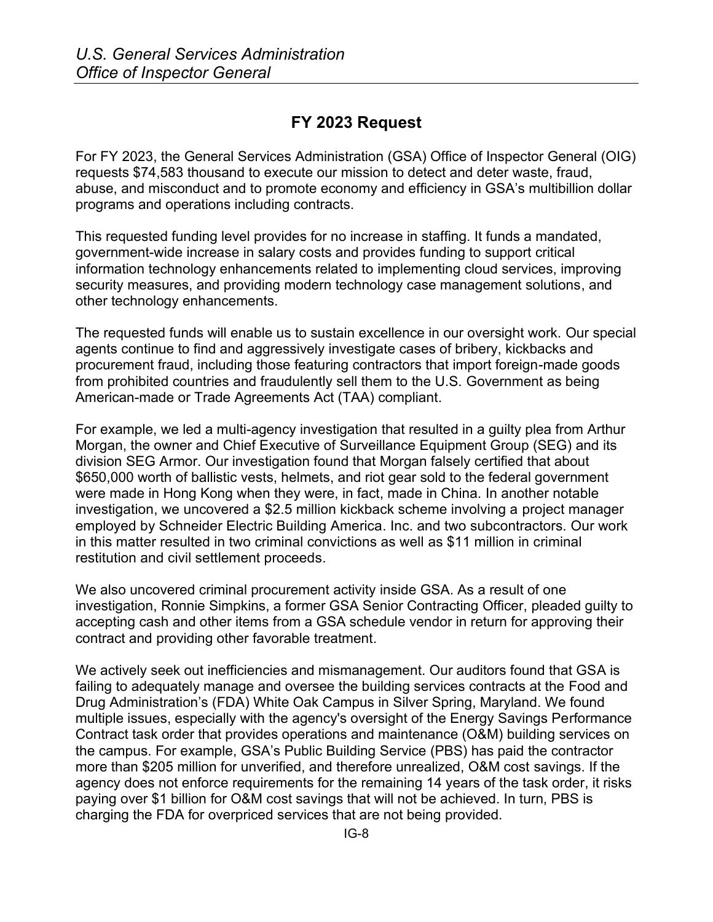## FY 2023 Request

For FY 2023, the General Services Administration (GSA) Office of Inspector General (OIG) requests $74,583 thousand to execute our mission to detect and deter waste, fraud, abuse, and misconduct and to promote economy and efficiency in GSA's multibillion dollar programs and operations including contracts.

This requested funding level provides for no increase in staffing. It funds a mandated, government-wide increase in salary costs and provides funding to support critical information technology enhancements related to implementing cloud services, improving security measures, and providing modern technology case management solutions, and other technology enhancements.

The requested funds will enable us to sustain excellence in our oversight work. Our special agents continue to find and aggressively investigate cases of bribery, kickbacks and procurement fraud, including those featuring contractors that import foreign-made goods from prohibited countries and fraudulently sell them to the U.S. Government as being American-made or Trade Agreements Act (TAA) compliant.

For example, we led a multi-agency investigation that resulted in a guilty plea from Arthur Morgan, the owner and Chief Executive of Surveillance Equipment Group (SEG) and its division SEG Armor. Our investigation found that Morgan falsely certified that about $650,000 worth of ballistic vests, helmets, and riot gear sold to the federal government were made in Hong Kong when they were, in fact, made in China. In another notable investigation, we uncovered a $2.5 million kickback scheme involving a project manager employed by Schneider Electric Building America. Inc. and two subcontractors. Our work in this matter resulted in two criminal convictions as well as $11 million in criminal restitution and civil settlement proceeds.

We also uncovered criminal procurement activity inside GSA. As a result of one investigation, Ronnie Simpkins, a former GSA Senior Contracting Officer, pleaded guilty to accepting cash and other items from a GSA schedule vendor in return for approving their contract and providing other favorable treatment.

We actively seek out inefficiencies and mismanagement. Our auditors found that GSA is failing to adequately manage and oversee the building services contracts at the Food and Drug Administration's (FDA) White Oak Campus in Silver Spring, Maryland. We found multiple issues, especially with the agency's oversight of the Energy Savings Performance Contract task order that provides operations and maintenance (O&M) building services on the campus. For example, GSA's Public Building Service (PBS) has paid the contractor more than $205 million for unverified, and therefore unrealized, O&M cost savings. If the agency does not enforce requirements for the remaining 14 years of the task order, it risks paying over $1 billion for O&M cost savings that will not be achieved. In turn, PBS is charging the FDA for overpriced services that are not being provided.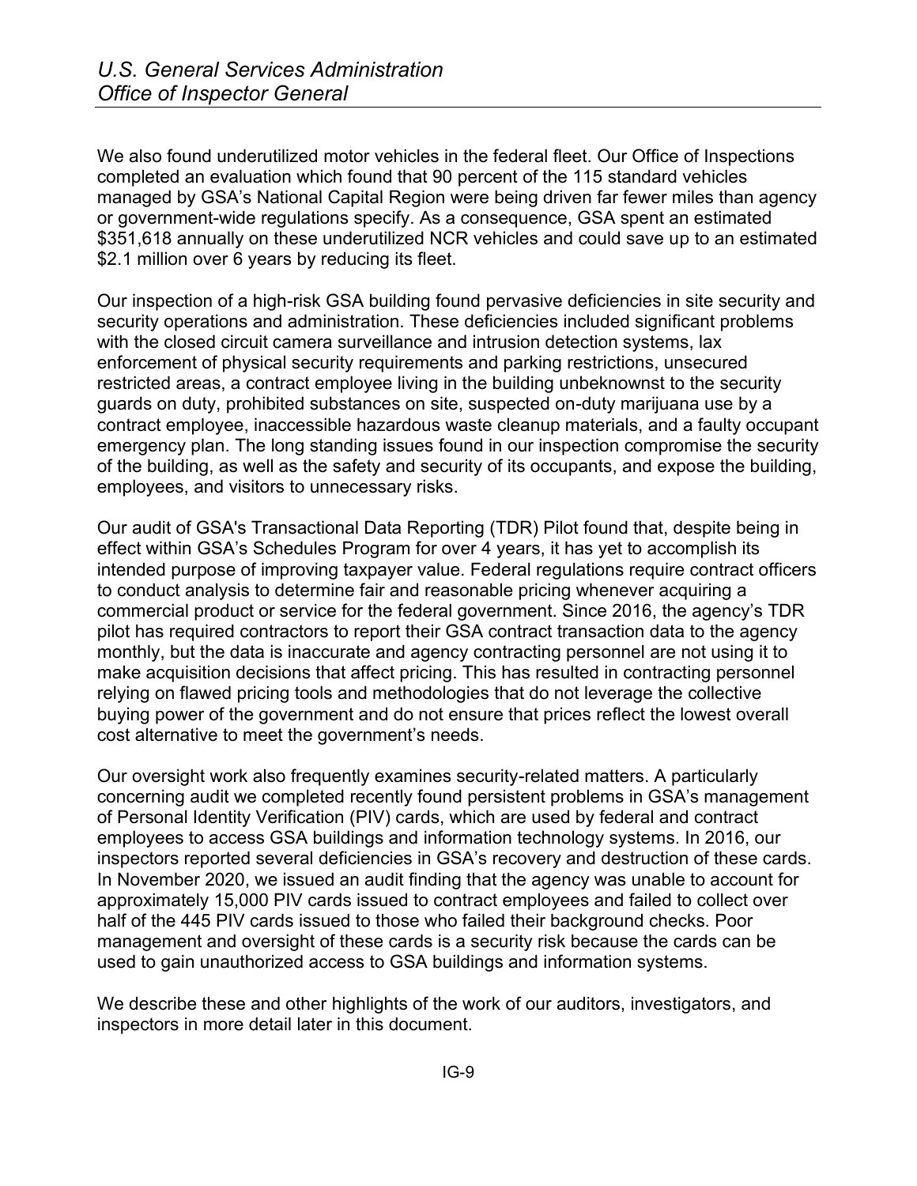We also found underutilized motor vehicles in the federal fleet. Our Office of Inspections completed an evaluation which found that 90 percent of the 115 standard vehicles managed by GSA's National Capital Region were being driven far fewer miles than agency or government-wide regulations specify. As a consequence, GSA spent an estimated $351,618 annually on these underutilized NCR vehicles and could save up to an estimated $2.1 million over 6 years by reducing its fleet.

Our inspection of a high-risk GSA building found pervasive deficiencies in site security and security operations and administration. These deficiencies included significant problems with the closed circuit camera surveillance and intrusion detection systems, lax enforcement of physical security requirements and parking restrictions, unsecured restricted areas, a contract employee living in the building unbeknownst to the security guards on duty, prohibited substances on site, suspected on-duty marijuana use by a contract employee, inaccessible hazardous waste cleanup materials, and a faulty occupant emergency plan. The long standing issues found in our inspection compromise the security of the building, as well as the safety and security of its occupants, and expose the building, employees, and visitors to unnecessary risks.

Our audit of GSA's Transactional Data Reporting (TDR) Pilot found that, despite being in effect within GSA's Schedules Program for over 4 years, it has yet to accomplish its intended purpose of improving taxpayer value. Federal regulations require contract officers to conduct analysis to determine fair and reasonable pricing whenever acquiring a commercial product or service for the federal government. Since 2016, the agency's TDR pilot has required contractors to report their GSA contract transaction data to the agency monthly, but the data is inaccurate and agency contracting personnel are not using it to make acquisition decisions that affect pricing. This has resulted in contracting personnel relying on flawed pricing tools and methodologies that do not leverage the collective buying power of the government and do not ensure that prices reflect the lowest overall cost alternative to meet the government's needs.

Our oversight work also frequently examines security-related matters. A particularly concerning audit we completed recently found persistent problems in GSA's management of Personal Identity Verification (PIV) cards, which are used by federal and contract employees to access GSA buildings and information technology systems. In 2016, our inspectors reported several deficiencies in GSA's recovery and destruction of these cards. In November 2020, we issued an audit finding that the agency was unable to account for approximately 15,000 PIV cards issued to contract employees and failed to collect over half of the 445 PIV cards issued to those who failed their background checks. Poor management and oversight of these cards is a security risk because the cards can be used to gain unauthorized access to GSA buildings and information systems.

We describe these and other highlights of the work of our auditors, investigators, and inspectors in more detail later in this document.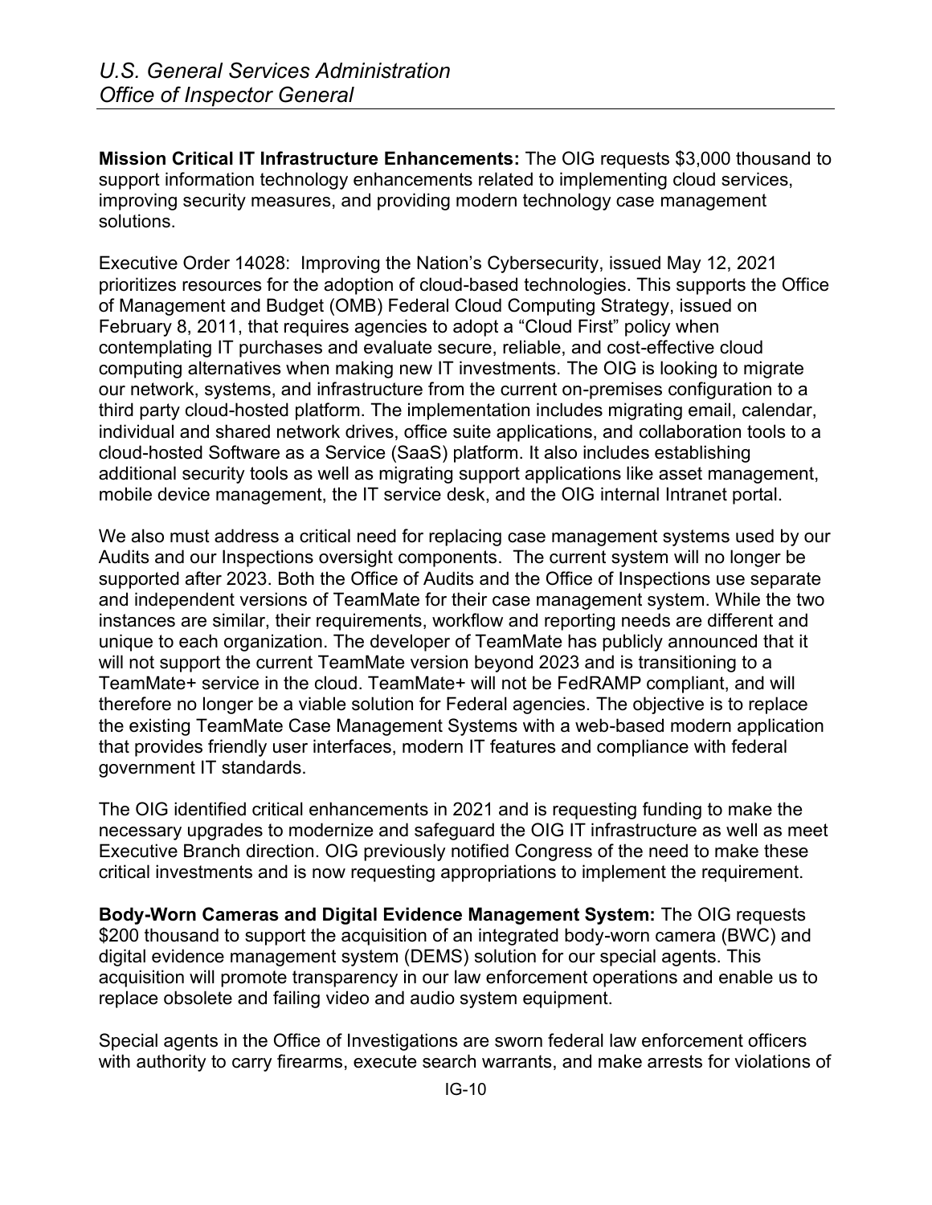**Mission Critical IT Infrastructure Enhancements:** The OIG requests $3,000 thousand to support information technology enhancements related to implementing cloud services, improving security measures, and providing modern technology case management solutions.

Executive Order 14028: Improving the Nation's Cybersecurity, issued May 12, 2021 prioritizes resources for the adoption of cloud-based technologies. This supports the Office of Management and Budget (OMB) Federal Cloud Computing Strategy, issued on February 8, 2011, that requires agencies to adopt a "Cloud First" policy when contemplating IT purchases and evaluate secure, reliable, and cost-effective cloud computing alternatives when making new IT investments. The OIG is looking to migrate our network, systems, and infrastructure from the current on-premises configuration to a third party cloud-hosted platform. The implementation includes migrating email, calendar, individual and shared network drives, office suite applications, and collaboration tools to a cloud-hosted Software as a Service (SaaS) platform. It also includes establishing additional security tools as well as migrating support applications like asset management, mobile device management, the IT service desk, and the OIG internal Intranet portal.

We also must address a critical need for replacing case management systems used by our Audits and our Inspections oversight components. The current system will no longer be supported after 2023. Both the Office of Audits and the Office of Inspections use separate and independent versions of TeamMate for their case management system. While the two instances are similar, their requirements, workflow and reporting needs are different and unique to each organization. The developer of TeamMate has publicly announced that it will not support the current TeamMate version beyond 2023 and is transitioning to a TeamMate+ service in the cloud. TeamMate+ will not be FedRAMP compliant, and will therefore no longer be a viable solution for Federal agencies. The objective is to replace the existing TeamMate Case Management Systems with a web-based modern application that provides friendly user interfaces, modern IT features and compliance with federal government IT standards.

The OIG identified critical enhancements in 2021 and is requesting funding to make the necessary upgrades to modernize and safeguard the OIG IT infrastructure as well as meet Executive Branch direction. OIG previously notified Congress of the need to make these critical investments and is now requesting appropriations to implement the requirement.

**Body-Worn Cameras and Digital Evidence Management System:** The OIG requests $200 thousand to support the acquisition of an integrated body-worn camera (BWC) and digital evidence management system (DEMS) solution for our special agents. This acquisition will promote transparency in our law enforcement operations and enable us to replace obsolete and failing video and audio system equipment.

Special agents in the Office of Investigations are sworn federal law enforcement officers with authority to carry firearms, execute search warrants, and make arrests for violations of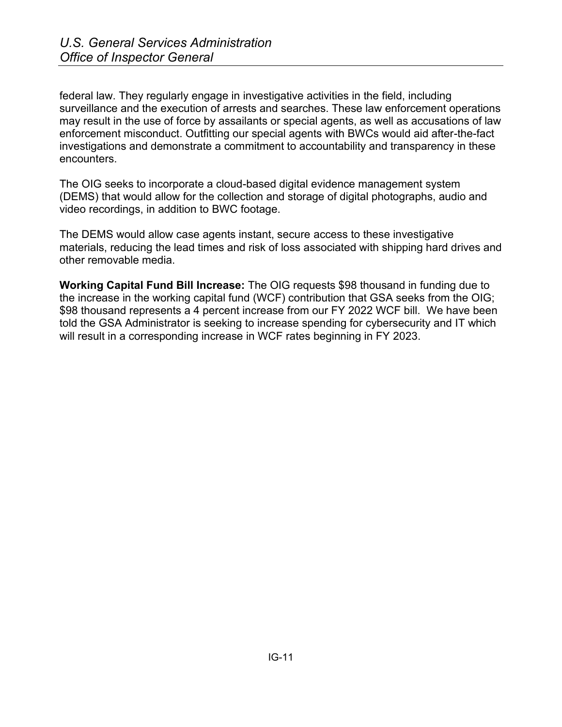federal law. They regularly engage in investigative activities in the field, including surveillance and the execution of arrests and searches. These law enforcement operations may result in the use of force by assailants or special agents, as well as accusations of law enforcement misconduct. Outfitting our special agents with BWCs would aid after-the-fact investigations and demonstrate a commitment to accountability and transparency in these encounters.

The OIG seeks to incorporate a cloud-based digital evidence management system (DEMS) that would allow for the collection and storage of digital photographs, audio and video recordings, in addition to BWC footage.

The DEMS would allow case agents instant, secure access to these investigative materials, reducing the lead times and risk of loss associated with shipping hard drives and other removable media.

**Working Capital Fund Bill Increase:** The OIG requests $98 thousand in funding due to the increase in the working capital fund (WCF) contribution that GSA seeks from the OIG; $98 thousand represents a 4 percent increase from our FY 2022 WCF bill. We have been told the GSA Administrator is seeking to increase spending for cybersecurity and IT which will result in a corresponding increase in WCF rates beginning in FY 2023.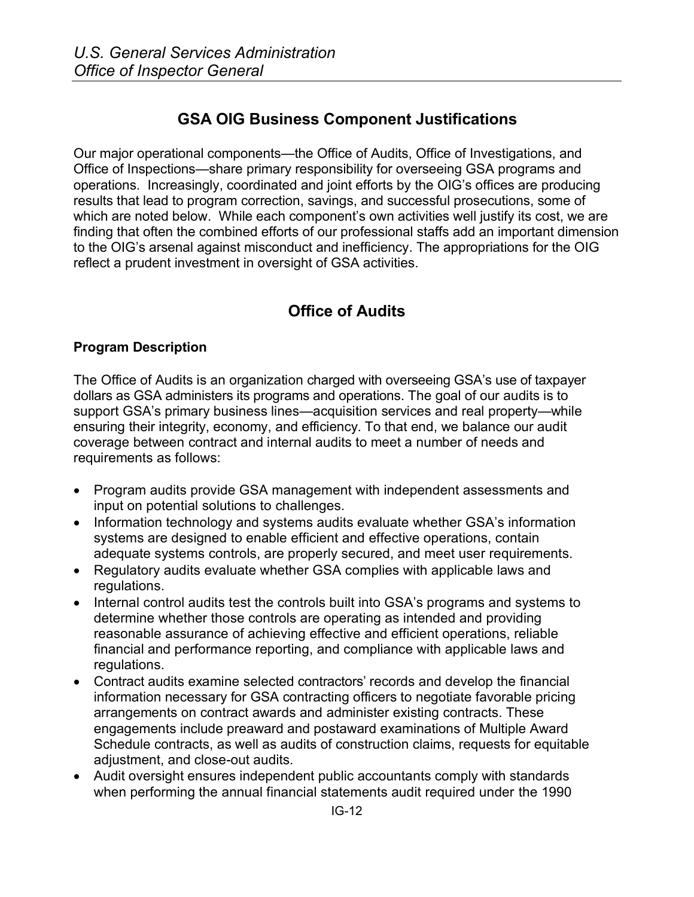## GSA OIG Business Component Justifications

Our major operational components—the Office of Audits, Office of Investigations, and Office of Inspections—share primary responsibility for overseeing GSA programs and operations. Increasingly, coordinated and joint efforts by the OIG's offices are producing results that lead to program correction, savings, and successful prosecutions, some of which are noted below. While each component's own activities well justify its cost, we are finding that often the combined efforts of our professional staffs add an important dimension to the OIG's arsenal against misconduct and inefficiency. The appropriations for the OIG reflect a prudent investment in oversight of GSA activities.

## Office of Audits

### Program Description

The Office of Audits is an organization charged with overseeing GSA's use of taxpayer dollars as GSA administers its programs and operations. The goal of our audits is to support GSA's primary business lines—acquisition services and real property—while ensuring their integrity, economy, and efficiency. To that end, we balance our audit coverage between contract and internal audits to meet a number of needs and requirements as follows:

- Program audits provide GSA management with independent assessments and input on potential solutions to challenges.
- Information technology and systems audits evaluate whether GSA's information systems are designed to enable efficient and effective operations, contain adequate systems controls, are properly secured, and meet user requirements.
- Regulatory audits evaluate whether GSA complies with applicable laws and regulations.
- Internal control audits test the controls built into GSA's programs and systems to determine whether those controls are operating as intended and providing reasonable assurance of achieving effective and efficient operations, reliable financial and performance reporting, and compliance with applicable laws and regulations.
- Contract audits examine selected contractors' records and develop the financial information necessary for GSA contracting officers to negotiate favorable pricing arrangements on contract awards and administer existing contracts. These engagements include preaward and postaward examinations of Multiple Award Schedule contracts, as well as audits of construction claims, requests for equitable adjustment, and close-out audits.
- Audit oversight ensures independent public accountants comply with standards when performing the annual financial statements audit required under the 1990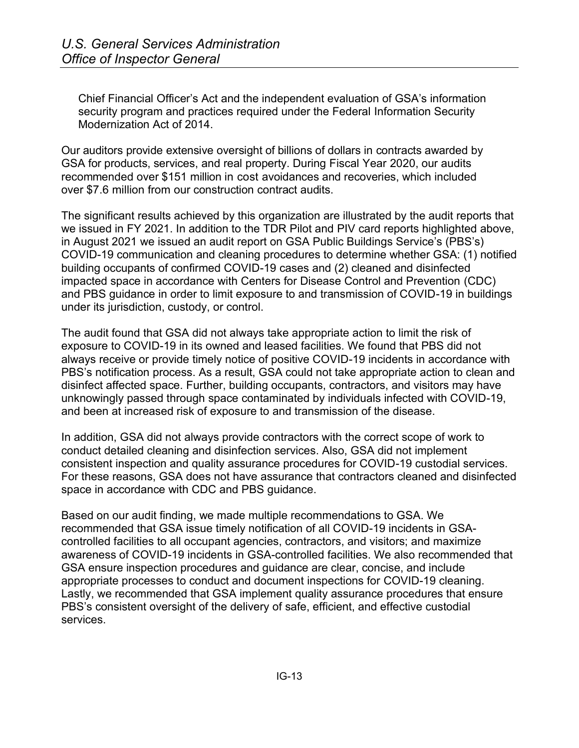Chief Financial Officer's Act and the independent evaluation of GSA's information security program and practices required under the Federal Information Security Modernization Act of 2014.

Our auditors provide extensive oversight of billions of dollars in contracts awarded by GSA for products, services, and real property. During Fiscal Year 2020, our audits recommended over $151 million in cost avoidances and recoveries, which included over $7.6 million from our construction contract audits.

The significant results achieved by this organization are illustrated by the audit reports that we issued in FY 2021. In addition to the TDR Pilot and PIV card reports highlighted above, in August 2021 we issued an audit report on GSA Public Buildings Service's (PBS's) COVID-19 communication and cleaning procedures to determine whether GSA: (1) notified building occupants of confirmed COVID-19 cases and (2) cleaned and disinfected impacted space in accordance with Centers for Disease Control and Prevention (CDC) and PBS guidance in order to limit exposure to and transmission of COVID-19 in buildings under its jurisdiction, custody, or control.

The audit found that GSA did not always take appropriate action to limit the risk of exposure to COVID-19 in its owned and leased facilities. We found that PBS did not always receive or provide timely notice of positive COVID-19 incidents in accordance with PBS's notification process. As a result, GSA could not take appropriate action to clean and disinfect affected space. Further, building occupants, contractors, and visitors may have unknowingly passed through space contaminated by individuals infected with COVID-19, and been at increased risk of exposure to and transmission of the disease.

In addition, GSA did not always provide contractors with the correct scope of work to conduct detailed cleaning and disinfection services. Also, GSA did not implement consistent inspection and quality assurance procedures for COVID-19 custodial services. For these reasons, GSA does not have assurance that contractors cleaned and disinfected space in accordance with CDC and PBS guidance.

Based on our audit finding, we made multiple recommendations to GSA. We recommended that GSA issue timely notification of all COVID-19 incidents in GSA-controlled facilities to all occupant agencies, contractors, and visitors; and maximize awareness of COVID-19 incidents in GSA-controlled facilities. We also recommended that GSA ensure inspection procedures and guidance are clear, concise, and include appropriate processes to conduct and document inspections for COVID-19 cleaning. Lastly, we recommended that GSA implement quality assurance procedures that ensure PBS's consistent oversight of the delivery of safe, efficient, and effective custodial services.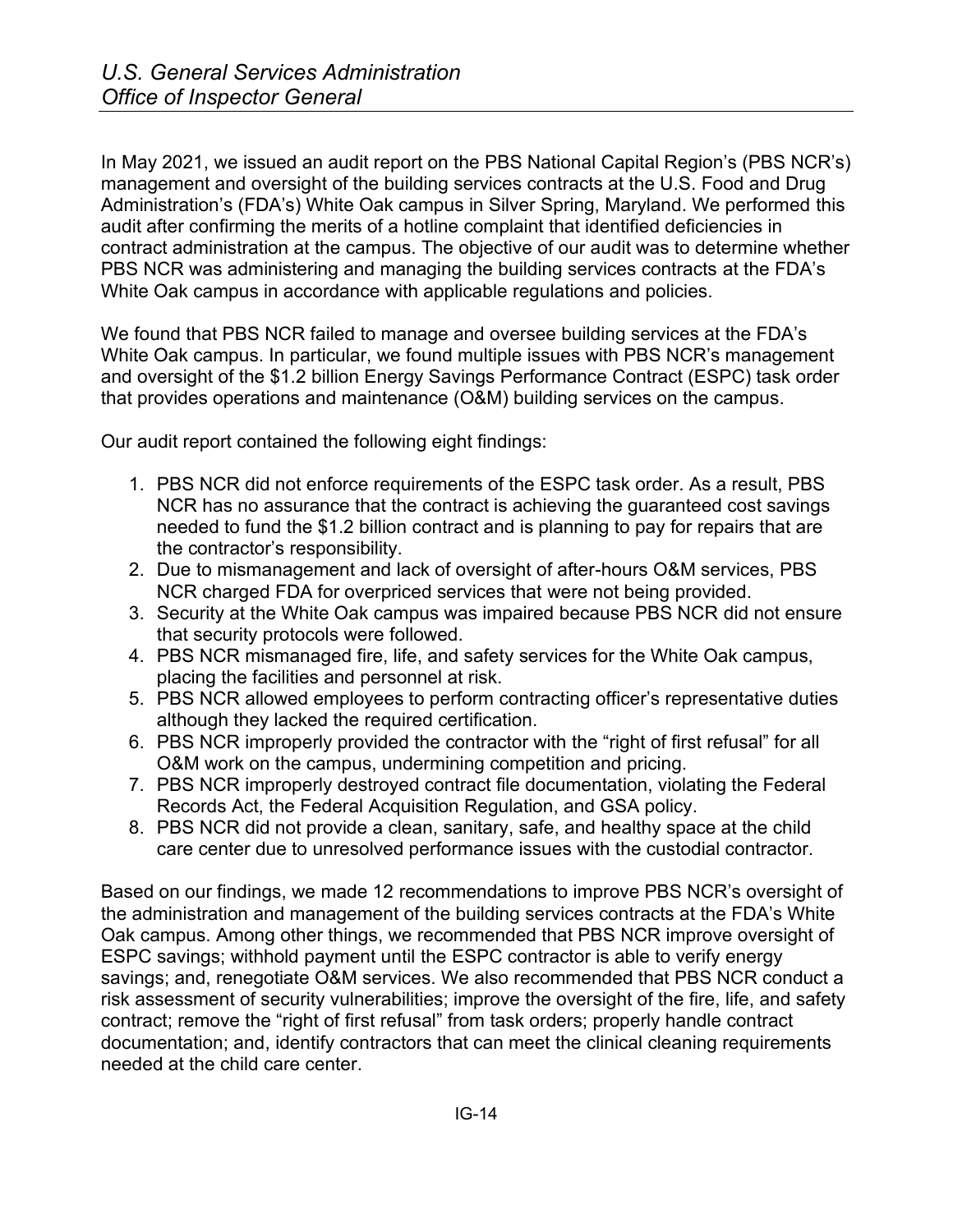In May 2021, we issued an audit report on the PBS National Capital Region's (PBS NCR's) management and oversight of the building services contracts at the U.S. Food and Drug Administration's (FDA's) White Oak campus in Silver Spring, Maryland. We performed this audit after confirming the merits of a hotline complaint that identified deficiencies in contract administration at the campus. The objective of our audit was to determine whether PBS NCR was administering and managing the building services contracts at the FDA's White Oak campus in accordance with applicable regulations and policies.

We found that PBS NCR failed to manage and oversee building services at the FDA's White Oak campus. In particular, we found multiple issues with PBS NCR's management and oversight of the $1.2 billion Energy Savings Performance Contract (ESPC) task order that provides operations and maintenance (O&M) building services on the campus.

Our audit report contained the following eight findings:

1. PBS NCR did not enforce requirements of the ESPC task order. As a result, PBS NCR has no assurance that the contract is achieving the guaranteed cost savings needed to fund the $1.2 billion contract and is planning to pay for repairs that are the contractor's responsibility.
2. Due to mismanagement and lack of oversight of after-hours O&M services, PBS NCR charged FDA for overpriced services that were not being provided.
3. Security at the White Oak campus was impaired because PBS NCR did not ensure that security protocols were followed.
4. PBS NCR mismanaged fire, life, and safety services for the White Oak campus, placing the facilities and personnel at risk.
5. PBS NCR allowed employees to perform contracting officer's representative duties although they lacked the required certification.
6. PBS NCR improperly provided the contractor with the "right of first refusal" for all O&M work on the campus, undermining competition and pricing.
7. PBS NCR improperly destroyed contract file documentation, violating the Federal Records Act, the Federal Acquisition Regulation, and GSA policy.
8. PBS NCR did not provide a clean, sanitary, safe, and healthy space at the child care center due to unresolved performance issues with the custodial contractor.

Based on our findings, we made 12 recommendations to improve PBS NCR's oversight of the administration and management of the building services contracts at the FDA's White Oak campus. Among other things, we recommended that PBS NCR improve oversight of ESPC savings; withhold payment until the ESPC contractor is able to verify energy savings; and, renegotiate O&M services. We also recommended that PBS NCR conduct a risk assessment of security vulnerabilities; improve the oversight of the fire, life, and safety contract; remove the "right of first refusal" from task orders; properly handle contract documentation; and, identify contractors that can meet the clinical cleaning requirements needed at the child care center.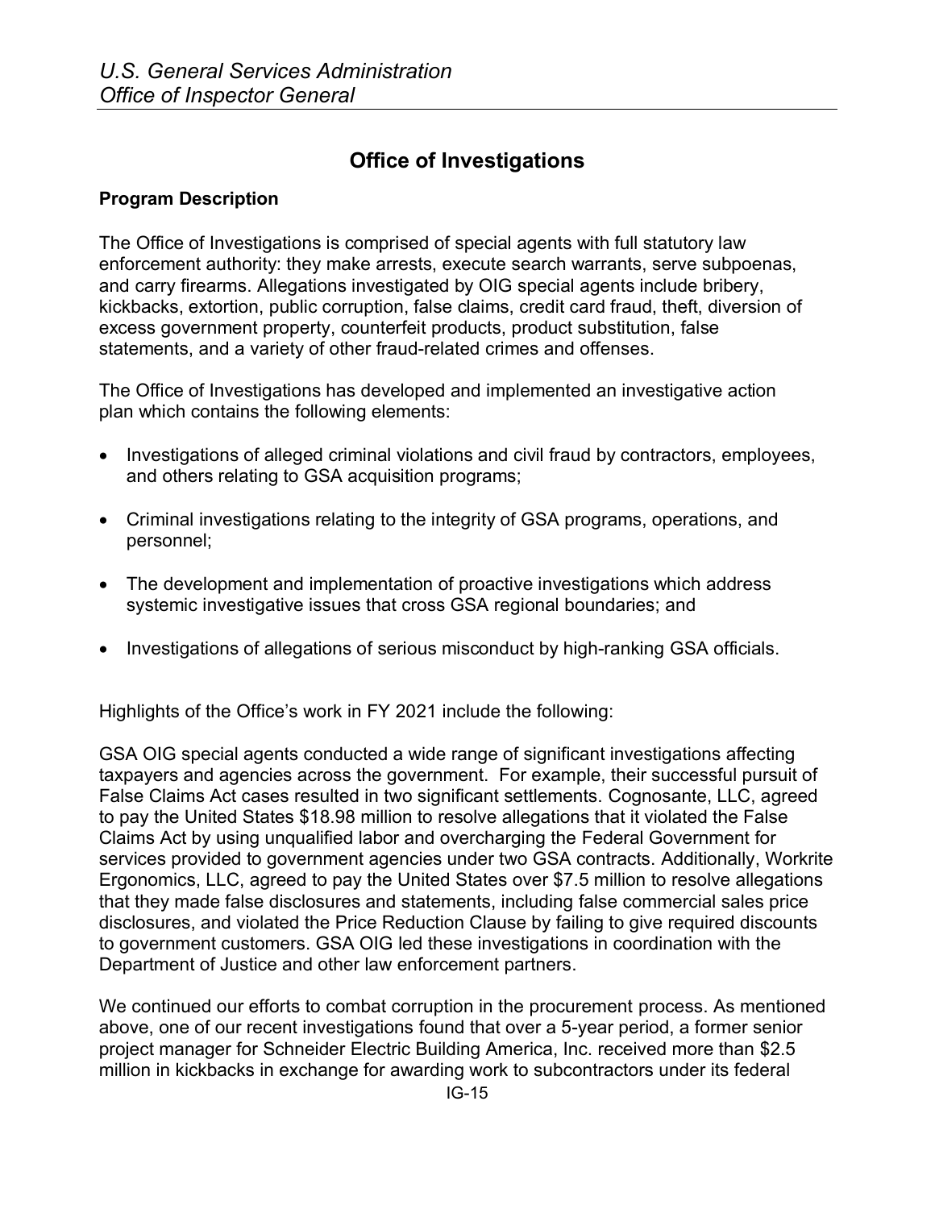## Office of Investigations

### Program Description

The Office of Investigations is comprised of special agents with full statutory law enforcement authority: they make arrests, execute search warrants, serve subpoenas, and carry firearms. Allegations investigated by OIG special agents include bribery, kickbacks, extortion, public corruption, false claims, credit card fraud, theft, diversion of excess government property, counterfeit products, product substitution, false statements, and a variety of other fraud-related crimes and offenses.

The Office of Investigations has developed and implemented an investigative action plan which contains the following elements:

- Investigations of alleged criminal violations and civil fraud by contractors, employees, and others relating to GSA acquisition programs;
- Criminal investigations relating to the integrity of GSA programs, operations, and personnel;
- The development and implementation of proactive investigations which address systemic investigative issues that cross GSA regional boundaries; and
- Investigations of allegations of serious misconduct by high-ranking GSA officials.

Highlights of the Office's work in FY 2021 include the following:

GSA OIG special agents conducted a wide range of significant investigations affecting taxpayers and agencies across the government. For example, their successful pursuit of False Claims Act cases resulted in two significant settlements. Cognosante, LLC, agreed to pay the United States $18.98 million to resolve allegations that it violated the False Claims Act by using unqualified labor and overcharging the Federal Government for services provided to government agencies under two GSA contracts. Additionally, Workrite Ergonomics, LLC, agreed to pay the United States over $7.5 million to resolve allegations that they made false disclosures and statements, including false commercial sales price disclosures, and violated the Price Reduction Clause by failing to give required discounts to government customers. GSA OIG led these investigations in coordination with the Department of Justice and other law enforcement partners.

We continued our efforts to combat corruption in the procurement process. As mentioned above, one of our recent investigations found that over a 5-year period, a former senior project manager for Schneider Electric Building America, Inc. received more than $2.5 million in kickbacks in exchange for awarding work to subcontractors under its federal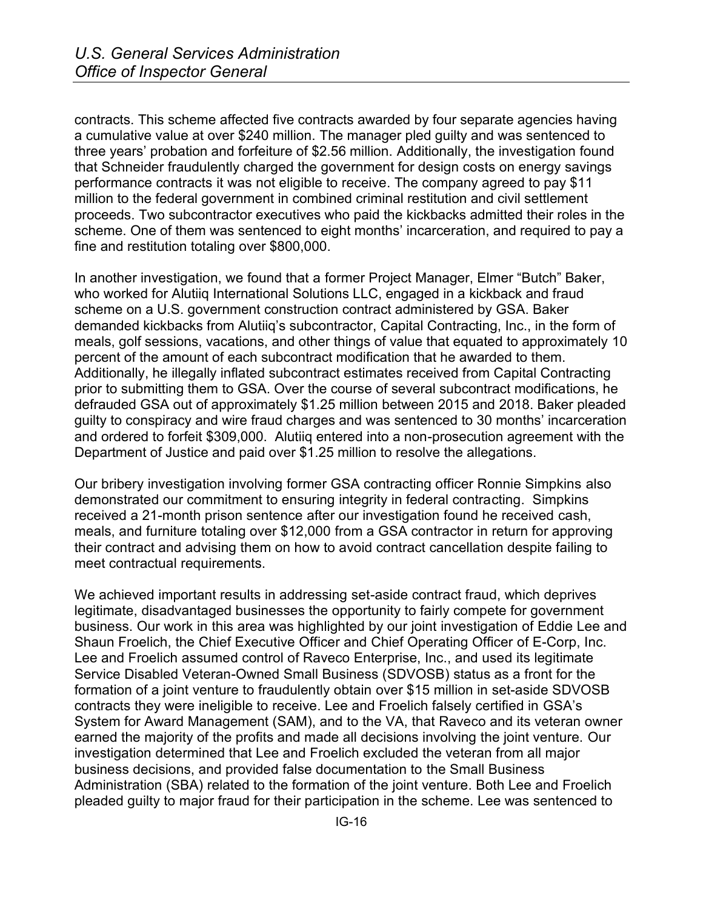contracts. This scheme affected five contracts awarded by four separate agencies having a cumulative value at over $240 million. The manager pled guilty and was sentenced to three years' probation and forfeiture of $2.56 million. Additionally, the investigation found that Schneider fraudulently charged the government for design costs on energy savings performance contracts it was not eligible to receive. The company agreed to pay $11 million to the federal government in combined criminal restitution and civil settlement proceeds. Two subcontractor executives who paid the kickbacks admitted their roles in the scheme. One of them was sentenced to eight months' incarceration, and required to pay a fine and restitution totaling over $800,000.

In another investigation, we found that a former Project Manager, Elmer "Butch" Baker, who worked for Alutiiq International Solutions LLC, engaged in a kickback and fraud scheme on a U.S. government construction contract administered by GSA. Baker demanded kickbacks from Alutiiq's subcontractor, Capital Contracting, Inc., in the form of meals, golf sessions, vacations, and other things of value that equated to approximately 10 percent of the amount of each subcontract modification that he awarded to them. Additionally, he illegally inflated subcontract estimates received from Capital Contracting prior to submitting them to GSA. Over the course of several subcontract modifications, he defrauded GSA out of approximately $1.25 million between 2015 and 2018. Baker pleaded guilty to conspiracy and wire fraud charges and was sentenced to 30 months' incarceration and ordered to forfeit $309,000. Alutiiq entered into a non-prosecution agreement with the Department of Justice and paid over $1.25 million to resolve the allegations.

Our bribery investigation involving former GSA contracting officer Ronnie Simpkins also demonstrated our commitment to ensuring integrity in federal contracting. Simpkins received a 21-month prison sentence after our investigation found he received cash, meals, and furniture totaling over $12,000 from a GSA contractor in return for approving their contract and advising them on how to avoid contract cancellation despite failing to meet contractual requirements.

We achieved important results in addressing set-aside contract fraud, which deprives legitimate, disadvantaged businesses the opportunity to fairly compete for government business. Our work in this area was highlighted by our joint investigation of Eddie Lee and Shaun Froelich, the Chief Executive Officer and Chief Operating Officer of E-Corp, Inc. Lee and Froelich assumed control of Raveco Enterprise, Inc., and used its legitimate Service Disabled Veteran-Owned Small Business (SDVOSB) status as a front for the formation of a joint venture to fraudulently obtain over $15 million in set-aside SDVOSB contracts they were ineligible to receive. Lee and Froelich falsely certified in GSA's System for Award Management (SAM), and to the VA, that Raveco and its veteran owner earned the majority of the profits and made all decisions involving the joint venture. Our investigation determined that Lee and Froelich excluded the veteran from all major business decisions, and provided false documentation to the Small Business Administration (SBA) related to the formation of the joint venture. Both Lee and Froelich pleaded guilty to major fraud for their participation in the scheme. Lee was sentenced to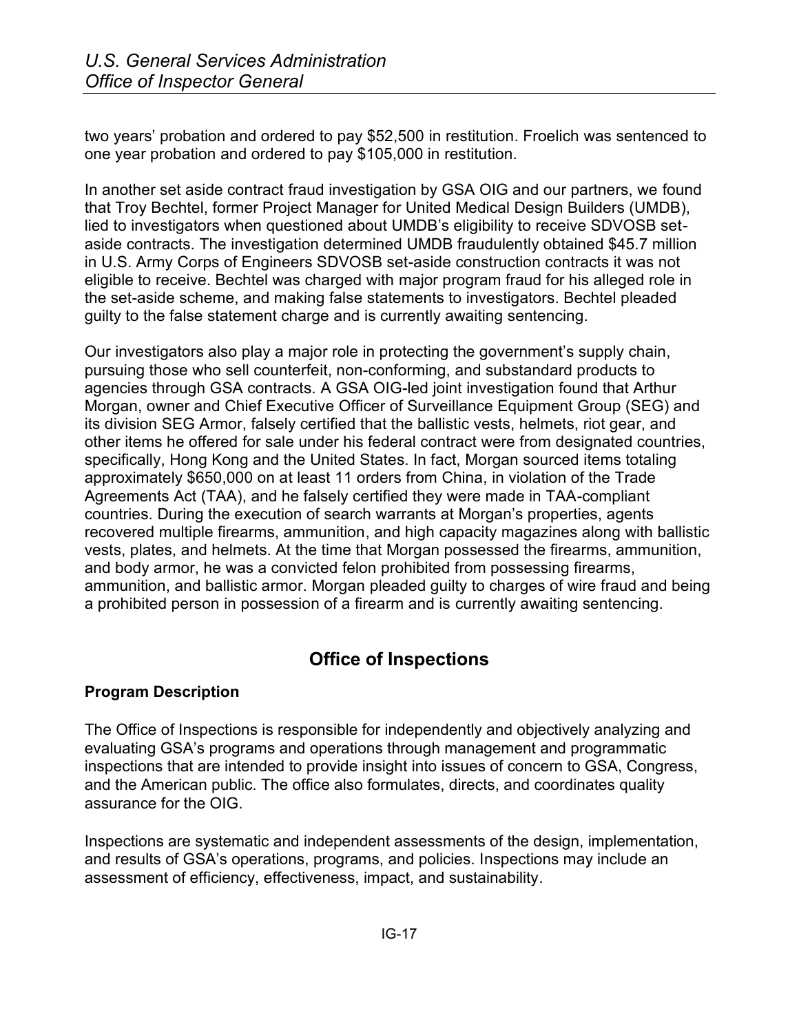two years' probation and ordered to pay $52,500 in restitution. Froelich was sentenced to one year probation and ordered to pay $105,000 in restitution.

In another set aside contract fraud investigation by GSA OIG and our partners, we found that Troy Bechtel, former Project Manager for United Medical Design Builders (UMDB), lied to investigators when questioned about UMDB's eligibility to receive SDVOSB set-aside contracts. The investigation determined UMDB fraudulently obtained $45.7 million in U.S. Army Corps of Engineers SDVOSB set-aside construction contracts it was not eligible to receive. Bechtel was charged with major program fraud for his alleged role in the set-aside scheme, and making false statements to investigators. Bechtel pleaded guilty to the false statement charge and is currently awaiting sentencing.

Our investigators also play a major role in protecting the government's supply chain, pursuing those who sell counterfeit, non-conforming, and substandard products to agencies through GSA contracts. A GSA OIG-led joint investigation found that Arthur Morgan, owner and Chief Executive Officer of Surveillance Equipment Group (SEG) and its division SEG Armor, falsely certified that the ballistic vests, helmets, riot gear, and other items he offered for sale under his federal contract were from designated countries, specifically, Hong Kong and the United States. In fact, Morgan sourced items totaling approximately $650,000 on at least 11 orders from China, in violation of the Trade Agreements Act (TAA), and he falsely certified they were made in TAA-compliant countries. During the execution of search warrants at Morgan's properties, agents recovered multiple firearms, ammunition, and high capacity magazines along with ballistic vests, plates, and helmets. At the time that Morgan possessed the firearms, ammunition, and body armor, he was a convicted felon prohibited from possessing firearms, ammunition, and ballistic armor. Morgan pleaded guilty to charges of wire fraud and being a prohibited person in possession of a firearm and is currently awaiting sentencing.

## Office of Inspections

### Program Description

The Office of Inspections is responsible for independently and objectively analyzing and evaluating GSA's programs and operations through management and programmatic inspections that are intended to provide insight into issues of concern to GSA, Congress, and the American public. The office also formulates, directs, and coordinates quality assurance for the OIG.

Inspections are systematic and independent assessments of the design, implementation, and results of GSA's operations, programs, and policies. Inspections may include an assessment of efficiency, effectiveness, impact, and sustainability.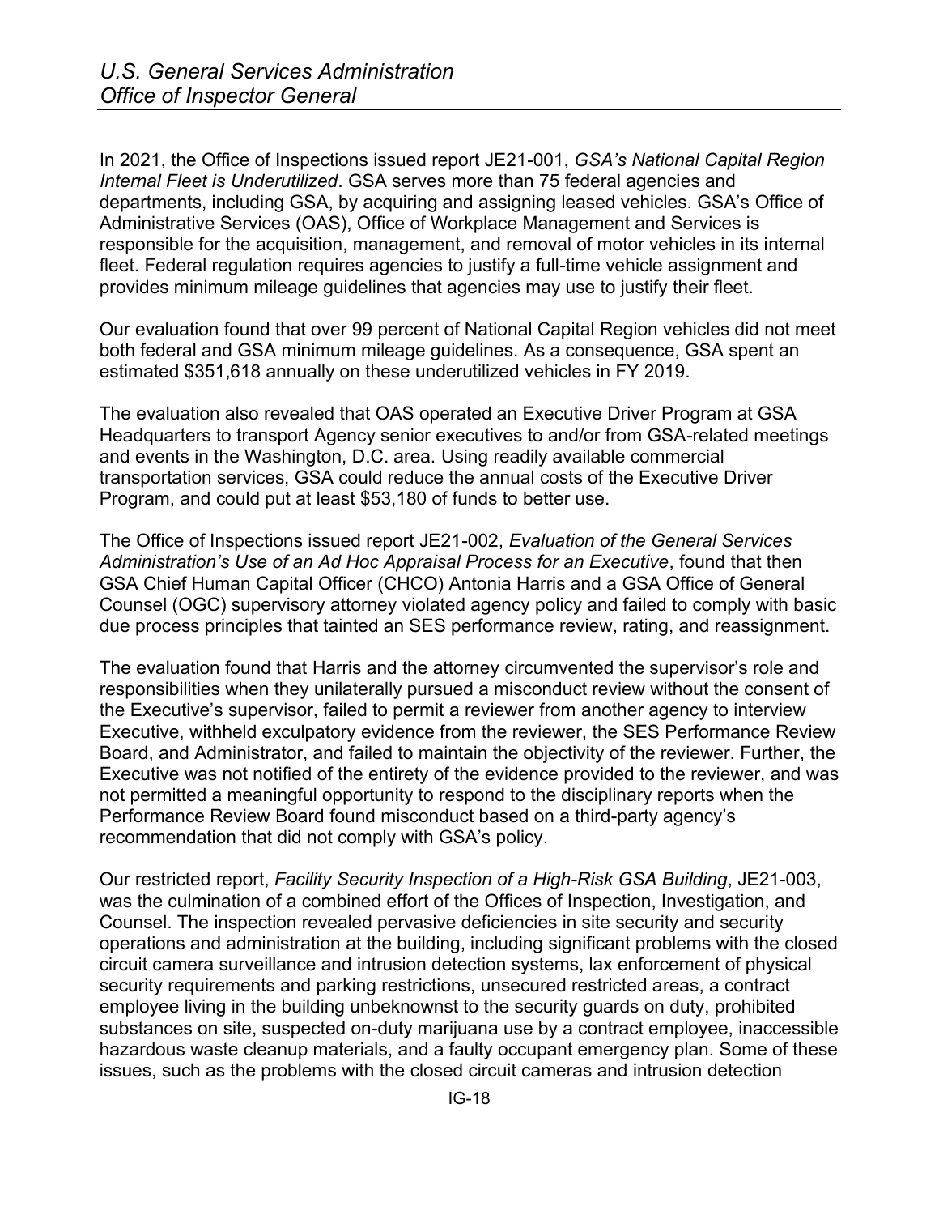In 2021, the Office of Inspections issued report JE21-001, *GSA's National Capital Region Internal Fleet is Underutilized*. GSA serves more than 75 federal agencies and departments, including GSA, by acquiring and assigning leased vehicles. GSA's Office of Administrative Services (OAS), Office of Workplace Management and Services is responsible for the acquisition, management, and removal of motor vehicles in its internal fleet. Federal regulation requires agencies to justify a full-time vehicle assignment and provides minimum mileage guidelines that agencies may use to justify their fleet.

Our evaluation found that over 99 percent of National Capital Region vehicles did not meet both federal and GSA minimum mileage guidelines. As a consequence, GSA spent an estimated $351,618 annually on these underutilized vehicles in FY 2019.

The evaluation also revealed that OAS operated an Executive Driver Program at GSA Headquarters to transport Agency senior executives to and/or from GSA-related meetings and events in the Washington, D.C. area. Using readily available commercial transportation services, GSA could reduce the annual costs of the Executive Driver Program, and could put at least $53,180 of funds to better use.

The Office of Inspections issued report JE21-002, *Evaluation of the General Services Administration's Use of an Ad Hoc Appraisal Process for an Executive*, found that then GSA Chief Human Capital Officer (CHCO) Antonia Harris and a GSA Office of General Counsel (OGC) supervisory attorney violated agency policy and failed to comply with basic due process principles that tainted an SES performance review, rating, and reassignment.

The evaluation found that Harris and the attorney circumvented the supervisor's role and responsibilities when they unilaterally pursued a misconduct review without the consent of the Executive's supervisor, failed to permit a reviewer from another agency to interview Executive, withheld exculpatory evidence from the reviewer, the SES Performance Review Board, and Administrator, and failed to maintain the objectivity of the reviewer. Further, the Executive was not notified of the entirety of the evidence provided to the reviewer, and was not permitted a meaningful opportunity to respond to the disciplinary reports when the Performance Review Board found misconduct based on a third-party agency's recommendation that did not comply with GSA's policy.

Our restricted report, *Facility Security Inspection of a High-Risk GSA Building*, JE21-003, was the culmination of a combined effort of the Offices of Inspection, Investigation, and Counsel. The inspection revealed pervasive deficiencies in site security and security operations and administration at the building, including significant problems with the closed circuit camera surveillance and intrusion detection systems, lax enforcement of physical security requirements and parking restrictions, unsecured restricted areas, a contract employee living in the building unbeknownst to the security guards on duty, prohibited substances on site, suspected on-duty marijuana use by a contract employee, inaccessible hazardous waste cleanup materials, and a faulty occupant emergency plan. Some of these issues, such as the problems with the closed circuit cameras and intrusion detection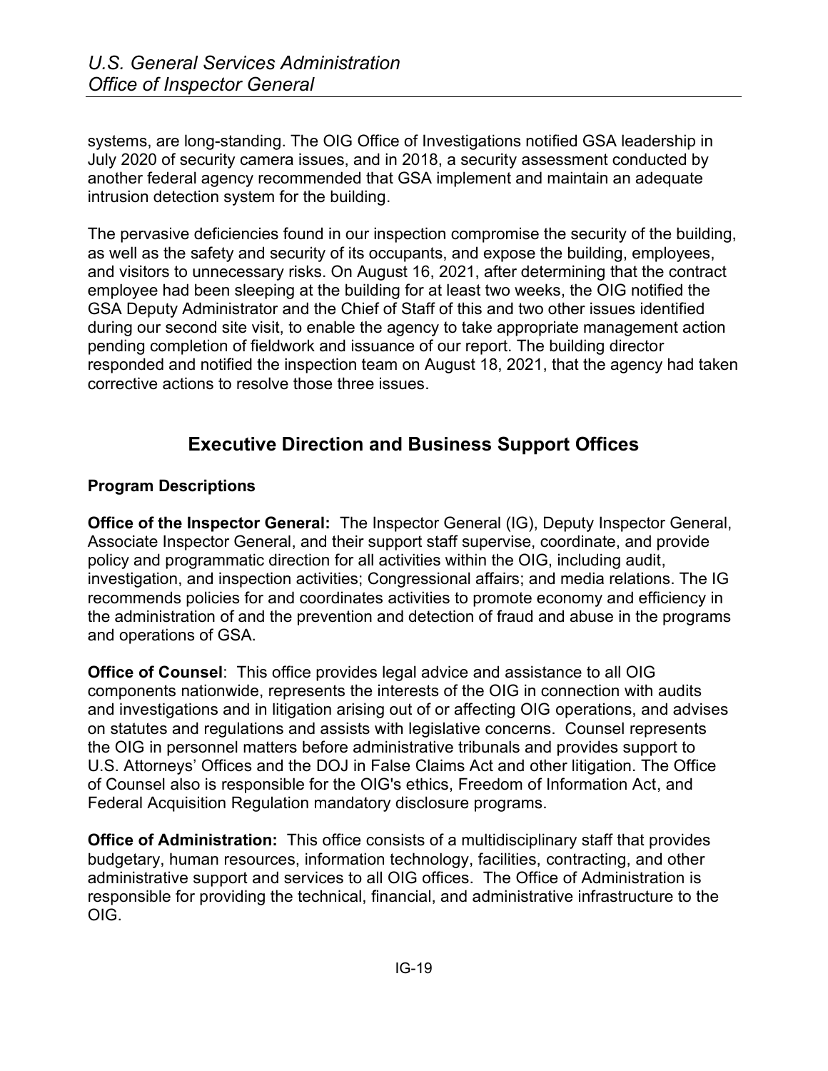systems, are long-standing. The OIG Office of Investigations notified GSA leadership in July 2020 of security camera issues, and in 2018, a security assessment conducted by another federal agency recommended that GSA implement and maintain an adequate intrusion detection system for the building.

The pervasive deficiencies found in our inspection compromise the security of the building, as well as the safety and security of its occupants, and expose the building, employees, and visitors to unnecessary risks. On August 16, 2021, after determining that the contract employee had been sleeping at the building for at least two weeks, the OIG notified the GSA Deputy Administrator and the Chief of Staff of this and two other issues identified during our second site visit, to enable the agency to take appropriate management action pending completion of fieldwork and issuance of our report. The building director responded and notified the inspection team on August 18, 2021, that the agency had taken corrective actions to resolve those three issues.

## Executive Direction and Business Support Offices

### Program Descriptions

**Office of the Inspector General:** The Inspector General (IG), Deputy Inspector General, Associate Inspector General, and their support staff supervise, coordinate, and provide policy and programmatic direction for all activities within the OIG, including audit, investigation, and inspection activities; Congressional affairs; and media relations. The IG recommends policies for and coordinates activities to promote economy and efficiency in the administration of and the prevention and detection of fraud and abuse in the programs and operations of GSA.

**Office of Counsel**: This office provides legal advice and assistance to all OIG components nationwide, represents the interests of the OIG in connection with audits and investigations and in litigation arising out of or affecting OIG operations, and advises on statutes and regulations and assists with legislative concerns. Counsel represents the OIG in personnel matters before administrative tribunals and provides support to U.S. Attorneys' Offices and the DOJ in False Claims Act and other litigation. The Office of Counsel also is responsible for the OIG's ethics, Freedom of Information Act, and Federal Acquisition Regulation mandatory disclosure programs.

**Office of Administration:** This office consists of a multidisciplinary staff that provides budgetary, human resources, information technology, facilities, contracting, and other administrative support and services to all OIG offices. The Office of Administration is responsible for providing the technical, financial, and administrative infrastructure to the OIG.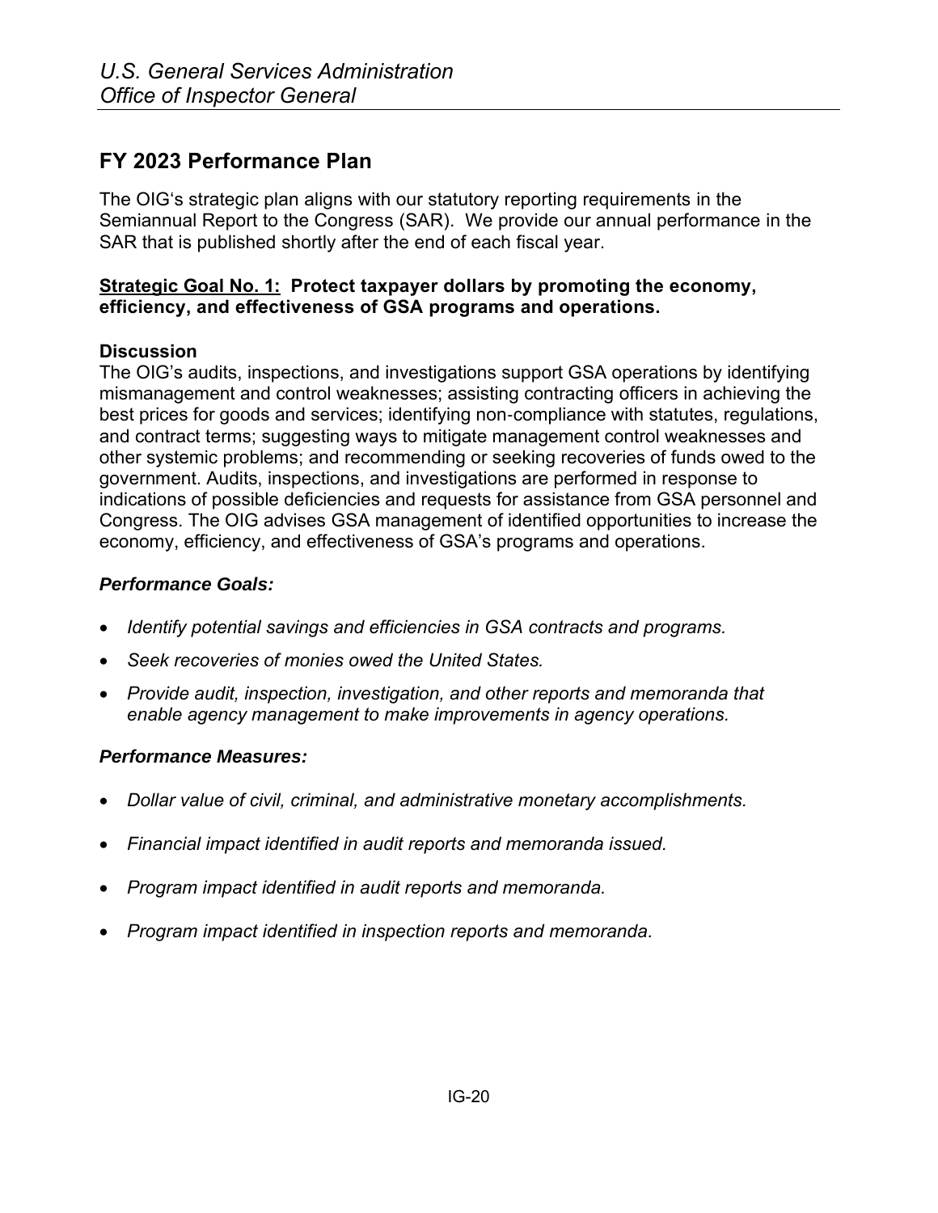## FY 2023 Performance Plan

The OIG's strategic plan aligns with our statutory reporting requirements in the Semiannual Report to the Congress (SAR). We provide our annual performance in the SAR that is published shortly after the end of each fiscal year.

**Strategic Goal No. 1: Protect taxpayer dollars by promoting the economy, efficiency, and effectiveness of GSA programs and operations.**

**Discussion**

The OIG's audits, inspections, and investigations support GSA operations by identifying mismanagement and control weaknesses; assisting contracting officers in achieving the best prices for goods and services; identifying non-compliance with statutes, regulations, and contract terms; suggesting ways to mitigate management control weaknesses and other systemic problems; and recommending or seeking recoveries of funds owed to the government. Audits, inspections, and investigations are performed in response to indications of possible deficiencies and requests for assistance from GSA personnel and Congress. The OIG advises GSA management of identified opportunities to increase the economy, efficiency, and effectiveness of GSA's programs and operations.

***Performance Goals:***

- *Identify potential savings and efficiencies in GSA contracts and programs.*
- *Seek recoveries of monies owed the United States.*
- *Provide audit, inspection, investigation, and other reports and memoranda that enable agency management to make improvements in agency operations.*

***Performance Measures:***

- *Dollar value of civil, criminal, and administrative monetary accomplishments.*
- *Financial impact identified in audit reports and memoranda issued.*
- *Program impact identified in audit reports and memoranda.*
- *Program impact identified in inspection reports and memoranda.*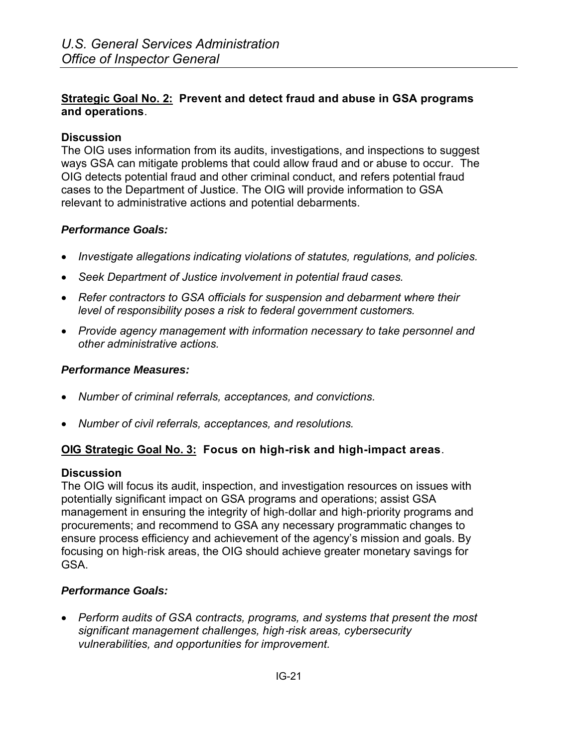**Strategic Goal No. 2: Prevent and detect fraud and abuse in GSA programs and operations**.

**Discussion**

The OIG uses information from its audits, investigations, and inspections to suggest ways GSA can mitigate problems that could allow fraud and or abuse to occur. The OIG detects potential fraud and other criminal conduct, and refers potential fraud cases to the Department of Justice. The OIG will provide information to GSA relevant to administrative actions and potential debarments.

***Performance Goals:***

- *Investigate allegations indicating violations of statutes, regulations, and policies.*
- *Seek Department of Justice involvement in potential fraud cases.*
- *Refer contractors to GSA officials for suspension and debarment where their level of responsibility poses a risk to federal government customers.*
- *Provide agency management with information necessary to take personnel and other administrative actions.*

***Performance Measures:***

- *Number of criminal referrals, acceptances, and convictions.*
- *Number of civil referrals, acceptances, and resolutions.*

**OIG Strategic Goal No. 3: Focus on high-risk and high-impact areas**.

**Discussion**

The OIG will focus its audit, inspection, and investigation resources on issues with potentially significant impact on GSA programs and operations; assist GSA management in ensuring the integrity of high-dollar and high-priority programs and procurements; and recommend to GSA any necessary programmatic changes to ensure process efficiency and achievement of the agency's mission and goals. By focusing on high-risk areas, the OIG should achieve greater monetary savings for GSA.

***Performance Goals:***

- *Perform audits of GSA contracts, programs, and systems that present the most significant management challenges, high-risk areas, cybersecurity vulnerabilities, and opportunities for improvement.*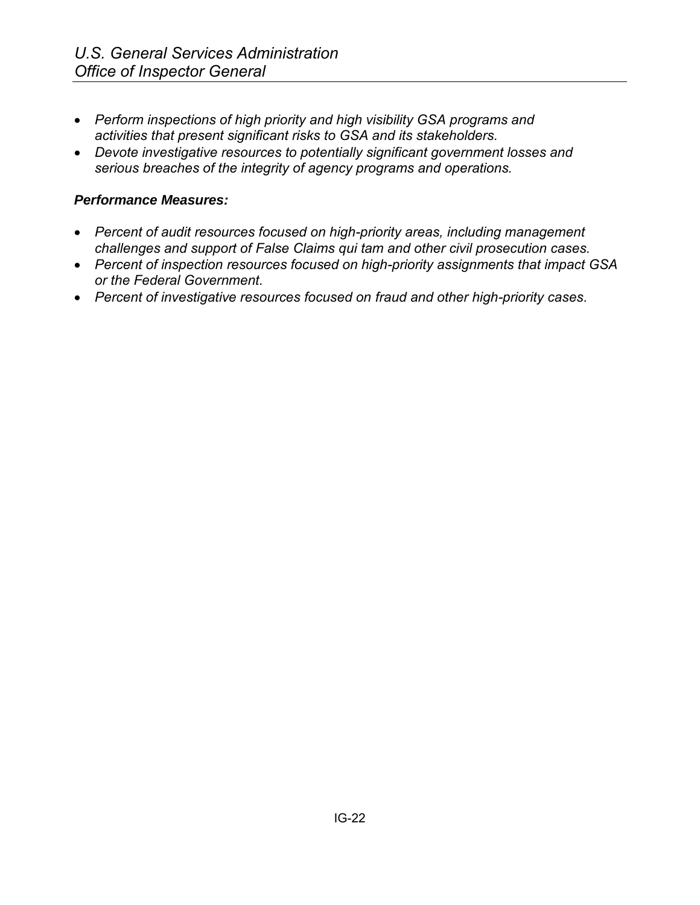- *Perform inspections of high priority and high visibility GSA programs and activities that present significant risks to GSA and its stakeholders.*
- *Devote investigative resources to potentially significant government losses and serious breaches of the integrity of agency programs and operations.*

***Performance Measures:***

- *Percent of audit resources focused on high-priority areas, including management challenges and support of False Claims qui tam and other civil prosecution cases.*
- *Percent of inspection resources focused on high-priority assignments that impact GSA or the Federal Government.*
- *Percent of investigative resources focused on fraud and other high-priority cases.*